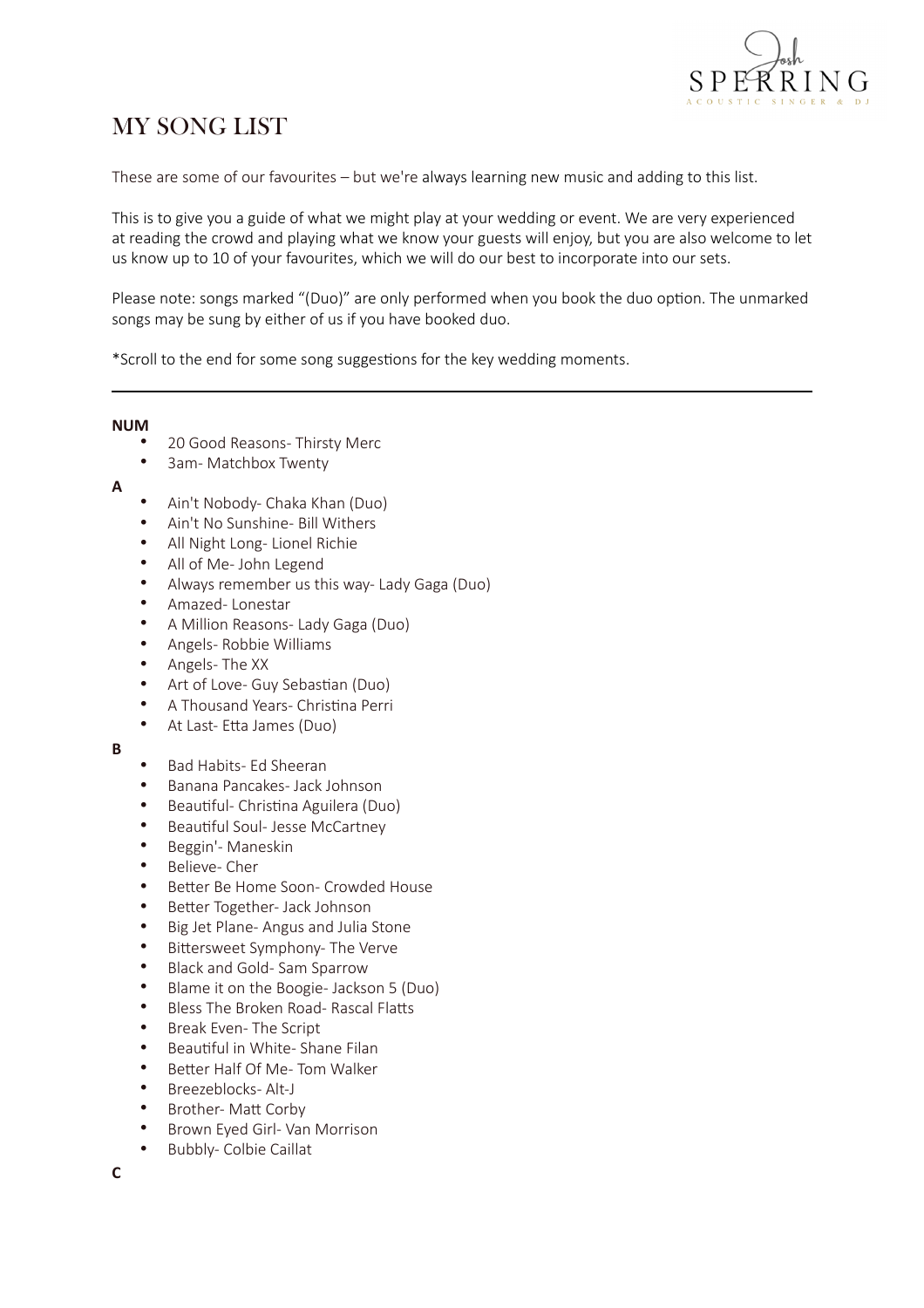# MY SONG LIST

These are some of our favourites – but we're always learning new music and adding to this list.

This is to give you a guide of what we might play at your wedding or event. We are very experienced at reading the crowd and playing what we know your guests will enjoy, but you are also welcome to let us know up to 10 of your favourites, which we will do our best to incorporate into our sets.

Please note: songs marked "(Duo)" are only performed when you book the duo option. The unmarked songs may be sung by either of us if you have booked duo.

*Scroll to the end for some song suggestions for the key wedding moments.

---

**NUM**

- 20 Good Reasons- Thirsty Merc
- 3am- Matchbox Twenty

**A**

- Ain't Nobody- Chaka Khan (Duo)
- Ain't No Sunshine- Bill Withers
- All Night Long- Lionel Richie
- All of Me- John Legend
- Always remember us this way- Lady Gaga (Duo)
- Amazed- Lonestar
- A Million Reasons- Lady Gaga (Duo)
- Angels- Robbie Williams
- Angels- The XX
- Art of Love- Guy Sebastian (Duo)
- A Thousand Years- Christina Perri
- At Last- Etta James (Duo)

**B**

- Bad Habits- Ed Sheeran
- Banana Pancakes- Jack Johnson
- Beautiful- Christina Aguilera (Duo)
- Beautiful Soul- Jesse McCartney
- Beggin'- Maneskin
- Believe- Cher
- Better Be Home Soon- Crowded House
- Better Together- Jack Johnson
- Big Jet Plane- Angus and Julia Stone
- Bittersweet Symphony- The Verve
- Black and Gold- Sam Sparrow
- Blame it on the Boogie- Jackson 5 (Duo)
- Bless The Broken Road- Rascal Flatts
- Break Even- The Script
- Beautiful in White- Shane Filan
- Better Half Of Me- Tom Walker
- Breezeblocks- Alt-J
- Brother- Matt Corby
- Brown Eyed Girl- Van Morrison
- Bubbly- Colbie Caillat

**C**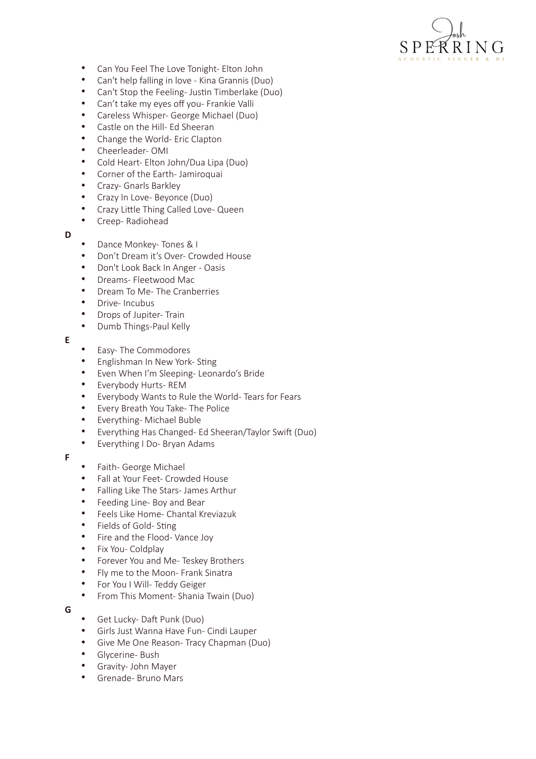- Can You Feel The Love Tonight- Elton John
- Can't help falling in love - Kina Grannis (Duo)
- Can't Stop the Feeling- Justin Timberlake (Duo)
- Can't take my eyes off you- Frankie Valli
- Careless Whisper- George Michael (Duo)
- Castle on the Hill- Ed Sheeran
- Change the World- Eric Clapton
- Cheerleader- OMI
- Cold Heart- Elton John/Dua Lipa (Duo)
- Corner of the Earth- Jamiroquai
- Crazy- Gnarls Barkley
- Crazy In Love- Beyonce (Duo)
- Crazy Little Thing Called Love- Queen
- Creep- Radiohead

**D**

- Dance Monkey- Tones & I
- Don't Dream it's Over- Crowded House
- Don't Look Back In Anger - Oasis
- Dreams- Fleetwood Mac
- Dream To Me- The Cranberries
- Drive- Incubus
- Drops of Jupiter- Train
- Dumb Things-Paul Kelly

**E**

- Easy- The Commodores
- Englishman In New York- Sting
- Even When I'm Sleeping- Leonardo's Bride
- Everybody Hurts- REM
- Everybody Wants to Rule the World- Tears for Fears
- Every Breath You Take- The Police
- Everything- Michael Buble
- Everything Has Changed- Ed Sheeran/Taylor Swift (Duo)
- Everything I Do- Bryan Adams

**F**

- Faith- George Michael
- Fall at Your Feet- Crowded House
- Falling Like The Stars- James Arthur
- Feeding Line- Boy and Bear
- Feels Like Home- Chantal Kreviazuk
- Fields of Gold- Sting
- Fire and the Flood- Vance Joy
- Fix You- Coldplay
- Forever You and Me- Teskey Brothers
- Fly me to the Moon- Frank Sinatra
- For You I Will- Teddy Geiger
- From This Moment- Shania Twain (Duo)

**G**

- Get Lucky- Daft Punk (Duo)
- Girls Just Wanna Have Fun- Cindi Lauper
- Give Me One Reason- Tracy Chapman (Duo)
- Glycerine- Bush
- Gravity- John Mayer
- Grenade- Bruno Mars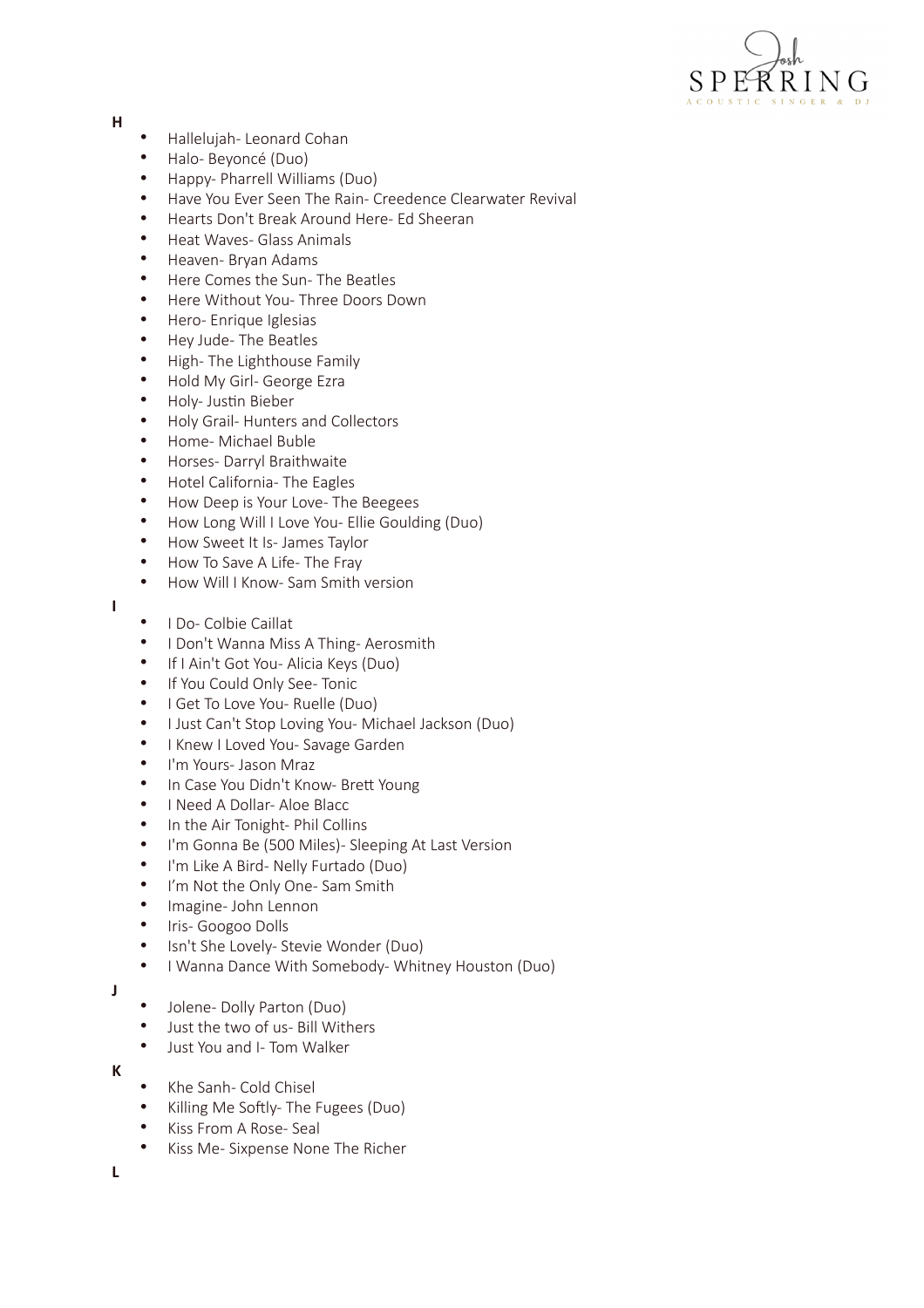**H**

- Hallelujah- Leonard Cohan
- Halo- Beyoncé (Duo)
- Happy- Pharrell Williams (Duo)
- Have You Ever Seen The Rain- Creedence Clearwater Revival
- Hearts Don't Break Around Here- Ed Sheeran
- Heat Waves- Glass Animals
- Heaven- Bryan Adams
- Here Comes the Sun- The Beatles
- Here Without You- Three Doors Down
- Hero- Enrique Iglesias
- Hey Jude- The Beatles
- High- The Lighthouse Family
- Hold My Girl- George Ezra
- Holy- Justin Bieber
- Holy Grail- Hunters and Collectors
- Home- Michael Buble
- Horses- Darryl Braithwaite
- Hotel California- The Eagles
- How Deep is Your Love- The Beegees
- How Long Will I Love You- Ellie Goulding (Duo)
- How Sweet It Is- James Taylor
- How To Save A Life- The Fray
- How Will I Know- Sam Smith version

**I**

- I Do- Colbie Caillat
- I Don't Wanna Miss A Thing- Aerosmith
- If I Ain't Got You- Alicia Keys (Duo)
- If You Could Only See- Tonic
- I Get To Love You- Ruelle (Duo)
- I Just Can't Stop Loving You- Michael Jackson (Duo)
- I Knew I Loved You- Savage Garden
- I'm Yours- Jason Mraz
- In Case You Didn't Know- Brett Young
- I Need A Dollar- Aloe Blacc
- In the Air Tonight- Phil Collins
- I'm Gonna Be (500 Miles)- Sleeping At Last Version
- I'm Like A Bird- Nelly Furtado (Duo)
- I'm Not the Only One- Sam Smith
- Imagine- John Lennon
- Iris- Googoo Dolls
- Isn't She Lovely- Stevie Wonder (Duo)
- I Wanna Dance With Somebody- Whitney Houston (Duo)

**J**

- Jolene- Dolly Parton (Duo)
- Just the two of us- Bill Withers
- Just You and I- Tom Walker

**K**

- Khe Sanh- Cold Chisel
- Killing Me Softly- The Fugees (Duo)
- Kiss From A Rose- Seal
- Kiss Me- Sixpense None The Richer

**L**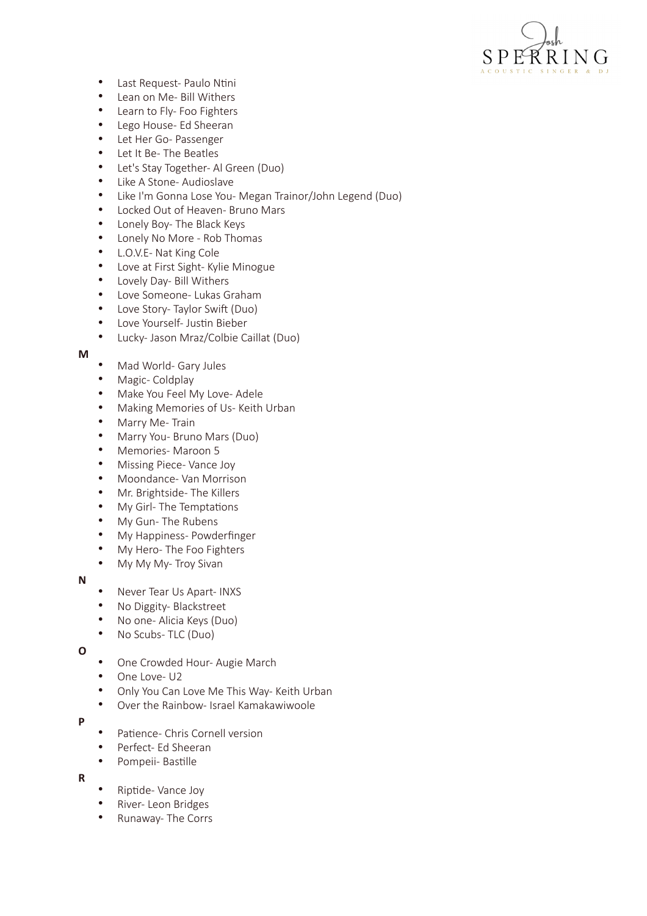- Last Request- Paulo Ntini
- Lean on Me- Bill Withers
- Learn to Fly- Foo Fighters
- Lego House- Ed Sheeran
- Let Her Go- Passenger
- Let It Be- The Beatles
- Let's Stay Together- Al Green (Duo)
- Like A Stone- Audioslave
- Like I'm Gonna Lose You- Megan Trainor/John Legend (Duo)
- Locked Out of Heaven- Bruno Mars
- Lonely Boy- The Black Keys
- Lonely No More - Rob Thomas
- L.O.V.E- Nat King Cole
- Love at First Sight- Kylie Minogue
- Lovely Day- Bill Withers
- Love Someone- Lukas Graham
- Love Story- Taylor Swift (Duo)
- Love Yourself- Justin Bieber
- Lucky- Jason Mraz/Colbie Caillat (Duo)

**M**

- Mad World- Gary Jules
- Magic- Coldplay
- Make You Feel My Love- Adele
- Making Memories of Us- Keith Urban
- Marry Me- Train
- Marry You- Bruno Mars (Duo)
- Memories- Maroon 5
- Missing Piece- Vance Joy
- Moondance- Van Morrison
- Mr. Brightside- The Killers
- My Girl- The Temptations
- My Gun- The Rubens
- My Happiness- Powderfinger
- My Hero- The Foo Fighters
- My My My- Troy Sivan

**N**

- Never Tear Us Apart- INXS
- No Diggity- Blackstreet
- No one- Alicia Keys (Duo)
- No Scubs- TLC (Duo)

**O**

- One Crowded Hour- Augie March
- One Love- U2
- Only You Can Love Me This Way- Keith Urban
- Over the Rainbow- Israel Kamakawiwoole

**P**

- Patience- Chris Cornell version
- Perfect- Ed Sheeran
- Pompeii- Bastille

**R**

- Riptide- Vance Joy
- River- Leon Bridges
- Runaway- The Corrs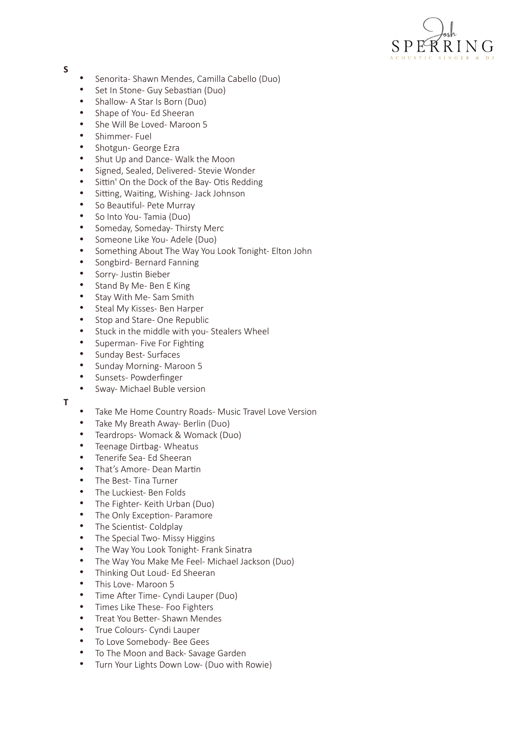**S**

- Senorita- Shawn Mendes, Camilla Cabello (Duo)
- Set In Stone- Guy Sebastian (Duo)
- Shallow- A Star Is Born (Duo)
- Shape of You- Ed Sheeran
- She Will Be Loved- Maroon 5
- Shimmer- Fuel
- Shotgun- George Ezra
- Shut Up and Dance- Walk the Moon
- Signed, Sealed, Delivered- Stevie Wonder
- Sittin' On the Dock of the Bay- Otis Redding
- Sitting, Waiting, Wishing- Jack Johnson
- So Beautiful- Pete Murray
- So Into You- Tamia (Duo)
- Someday, Someday- Thirsty Merc
- Someone Like You- Adele (Duo)
- Something About The Way You Look Tonight- Elton John
- Songbird- Bernard Fanning
- Sorry- Justin Bieber
- Stand By Me- Ben E King
- Stay With Me- Sam Smith
- Steal My Kisses- Ben Harper
- Stop and Stare- One Republic
- Stuck in the middle with you- Stealers Wheel
- Superman- Five For Fighting
- Sunday Best- Surfaces
- Sunday Morning- Maroon 5
- Sunsets- Powderfinger
- Sway- Michael Buble version

**T**

- Take Me Home Country Roads- Music Travel Love Version
- Take My Breath Away- Berlin (Duo)
- Teardrops- Womack & Womack (Duo)
- Teenage Dirtbag- Wheatus
- Tenerife Sea- Ed Sheeran
- That's Amore- Dean Martin
- The Best- Tina Turner
- The Luckiest- Ben Folds
- The Fighter- Keith Urban (Duo)
- The Only Exception- Paramore
- The Scientist- Coldplay
- The Special Two- Missy Higgins
- The Way You Look Tonight- Frank Sinatra
- The Way You Make Me Feel- Michael Jackson (Duo)
- Thinking Out Loud- Ed Sheeran
- This Love- Maroon 5
- Time After Time- Cyndi Lauper (Duo)
- Times Like These- Foo Fighters
- Treat You Better- Shawn Mendes
- True Colours- Cyndi Lauper
- To Love Somebody- Bee Gees
- To The Moon and Back- Savage Garden
- Turn Your Lights Down Low- (Duo with Rowie)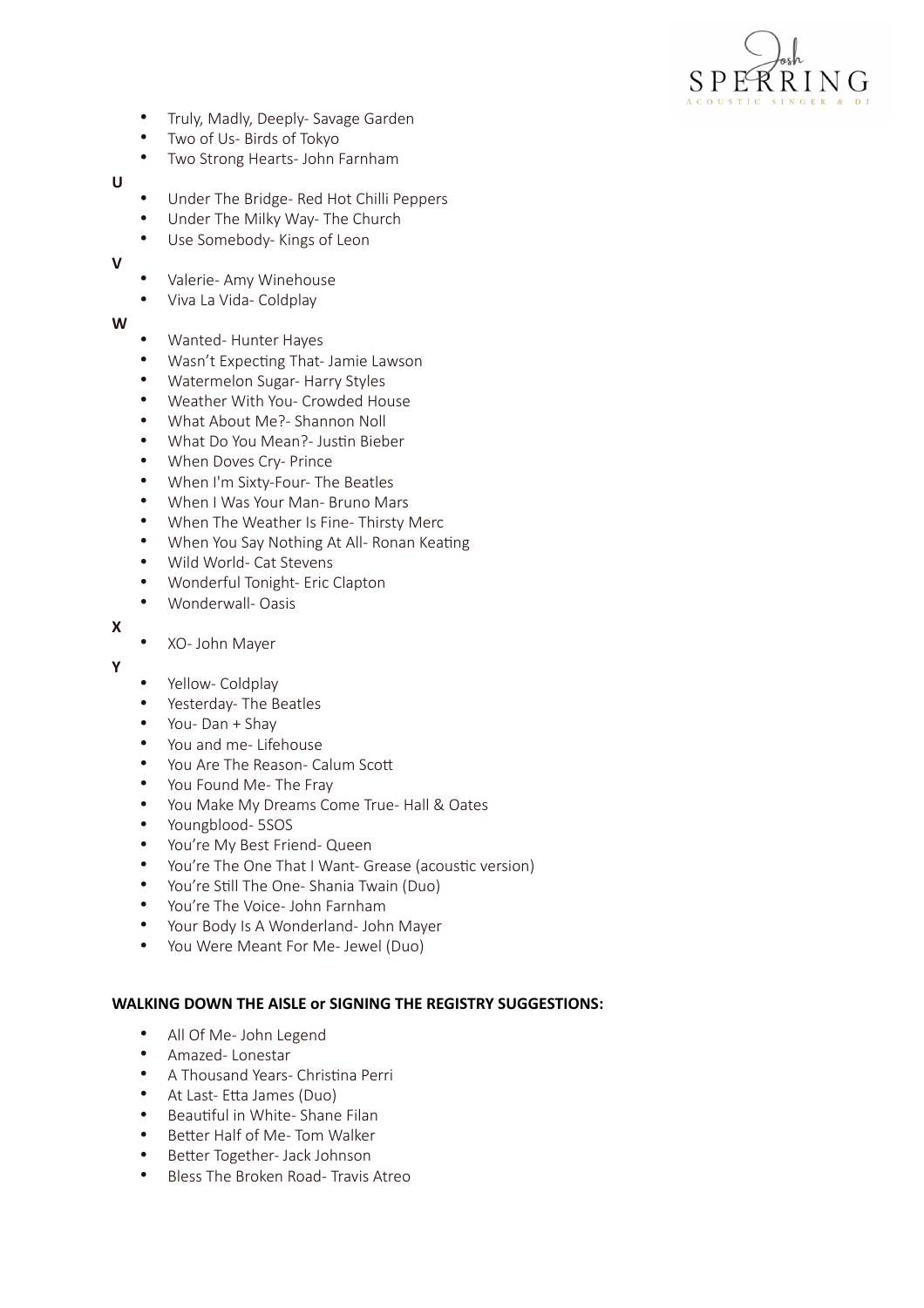- Truly, Madly, Deeply- Savage Garden
- Two of Us- Birds of Tokyo
- Two Strong Hearts- John Farnham

**U**

- Under The Bridge- Red Hot Chilli Peppers
- Under The Milky Way- The Church
- Use Somebody- Kings of Leon

**V**

- Valerie- Amy Winehouse
- Viva La Vida- Coldplay

**W**

- Wanted- Hunter Hayes
- Wasn't Expecting That- Jamie Lawson
- Watermelon Sugar- Harry Styles
- Weather With You- Crowded House
- What About Me?- Shannon Noll
- What Do You Mean?- Justin Bieber
- When Doves Cry- Prince
- When I'm Sixty-Four- The Beatles
- When I Was Your Man- Bruno Mars
- When The Weather Is Fine- Thirsty Merc
- When You Say Nothing At All- Ronan Keating
- Wild World- Cat Stevens
- Wonderful Tonight- Eric Clapton
- Wonderwall- Oasis

**X**

- XO- John Mayer

**Y**

- Yellow- Coldplay
- Yesterday- The Beatles
- You- Dan + Shay
- You and me- Lifehouse
- You Are The Reason- Calum Scott
- You Found Me- The Fray
- You Make My Dreams Come True- Hall & Oates
- Youngblood- 5SOS
- You're My Best Friend- Queen
- You're The One That I Want- Grease (acoustic version)
- You're Still The One- Shania Twain (Duo)
- You're The Voice- John Farnham
- Your Body Is A Wonderland- John Mayer
- You Were Meant For Me- Jewel (Duo)

**WALKING DOWN THE AISLE or SIGNING THE REGISTRY SUGGESTIONS:**

- All Of Me- John Legend
- Amazed- Lonestar
- A Thousand Years- Christina Perri
- At Last- Etta James (Duo)
- Beautiful in White- Shane Filan
- Better Half of Me- Tom Walker
- Better Together- Jack Johnson
- Bless The Broken Road- Travis Atreo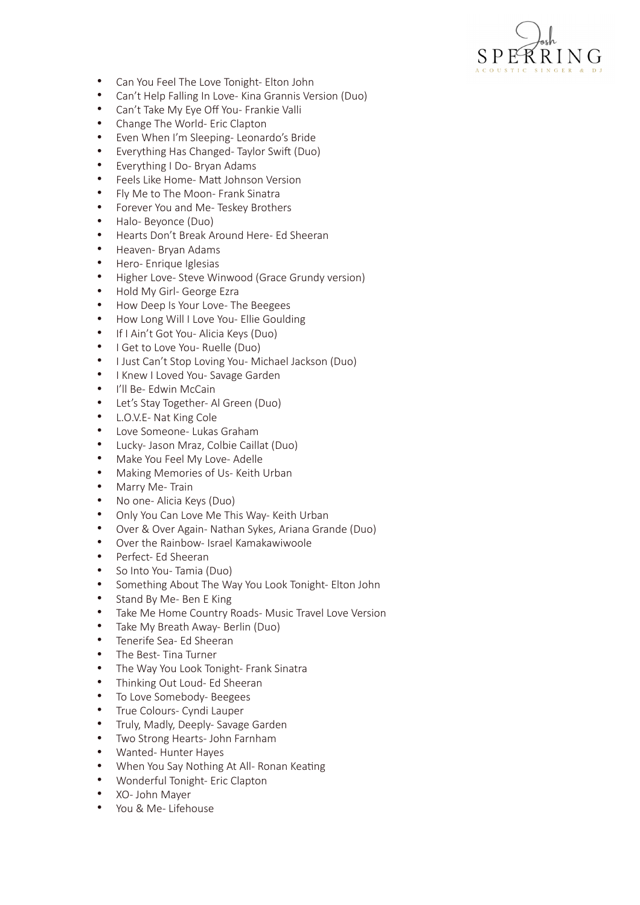- Can You Feel The Love Tonight- Elton John
- Can't Help Falling In Love- Kina Grannis Version (Duo)
- Can't Take My Eye Off You- Frankie Valli
- Change The World- Eric Clapton
- Even When I'm Sleeping- Leonardo's Bride
- Everything Has Changed- Taylor Swift (Duo)
- Everything I Do- Bryan Adams
- Feels Like Home- Matt Johnson Version
- Fly Me to The Moon- Frank Sinatra
- Forever You and Me- Teskey Brothers
- Halo- Beyonce (Duo)
- Hearts Don't Break Around Here- Ed Sheeran
- Heaven- Bryan Adams
- Hero- Enrique Iglesias
- Higher Love- Steve Winwood (Grace Grundy version)
- Hold My Girl- George Ezra
- How Deep Is Your Love- The Beegees
- How Long Will I Love You- Ellie Goulding
- If I Ain't Got You- Alicia Keys (Duo)
- I Get to Love You- Ruelle (Duo)
- I Just Can't Stop Loving You- Michael Jackson (Duo)
- I Knew I Loved You- Savage Garden
- I'll Be- Edwin McCain
- Let's Stay Together- Al Green (Duo)
- L.O.V.E- Nat King Cole
- Love Someone- Lukas Graham
- Lucky- Jason Mraz, Colbie Caillat (Duo)
- Make You Feel My Love- Adelle
- Making Memories of Us- Keith Urban
- Marry Me- Train
- No one- Alicia Keys (Duo)
- Only You Can Love Me This Way- Keith Urban
- Over & Over Again- Nathan Sykes, Ariana Grande (Duo)
- Over the Rainbow- Israel Kamakawiwoole
- Perfect- Ed Sheeran
- So Into You- Tamia (Duo)
- Something About The Way You Look Tonight- Elton John
- Stand By Me- Ben E King
- Take Me Home Country Roads- Music Travel Love Version
- Take My Breath Away- Berlin (Duo)
- Tenerife Sea- Ed Sheeran
- The Best- Tina Turner
- The Way You Look Tonight- Frank Sinatra
- Thinking Out Loud- Ed Sheeran
- To Love Somebody- Beegees
- True Colours- Cyndi Lauper
- Truly, Madly, Deeply- Savage Garden
- Two Strong Hearts- John Farnham
- Wanted- Hunter Hayes
- When You Say Nothing At All- Ronan Keating
- Wonderful Tonight- Eric Clapton
- XO- John Mayer
- You & Me- Lifehouse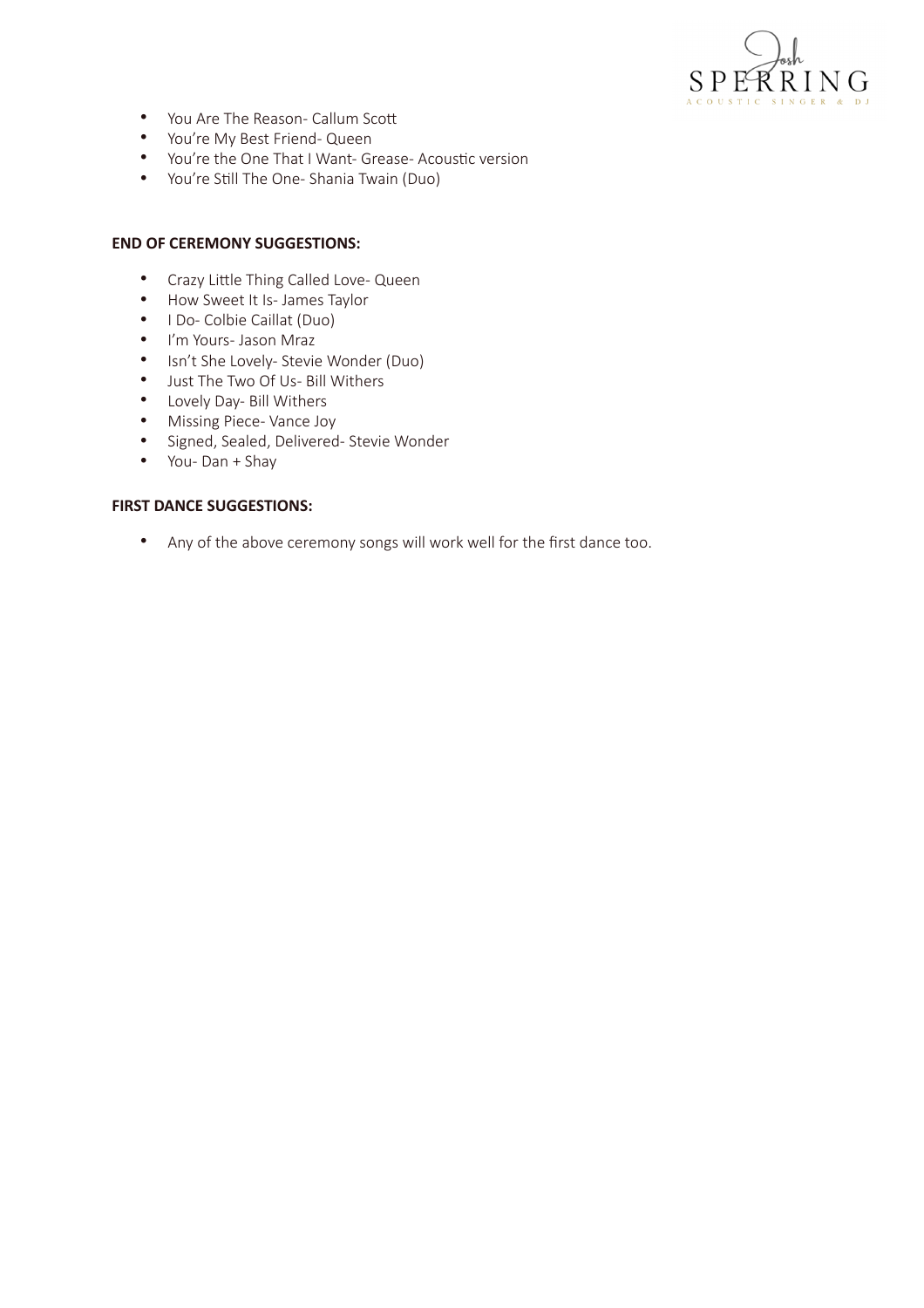- You Are The Reason- Callum Scott
- You're My Best Friend- Queen
- You're the One That I Want- Grease- Acoustic version
- You're Still The One- Shania Twain (Duo)

**END OF CEREMONY SUGGESTIONS:**

- Crazy Little Thing Called Love- Queen
- How Sweet It Is- James Taylor
- I Do- Colbie Caillat (Duo)
- I'm Yours- Jason Mraz
- Isn't She Lovely- Stevie Wonder (Duo)
- Just The Two Of Us- Bill Withers
- Lovely Day- Bill Withers
- Missing Piece- Vance Joy
- Signed, Sealed, Delivered- Stevie Wonder
- You- Dan + Shay

**FIRST DANCE SUGGESTIONS:**

- Any of the above ceremony songs will work well for the first dance too.